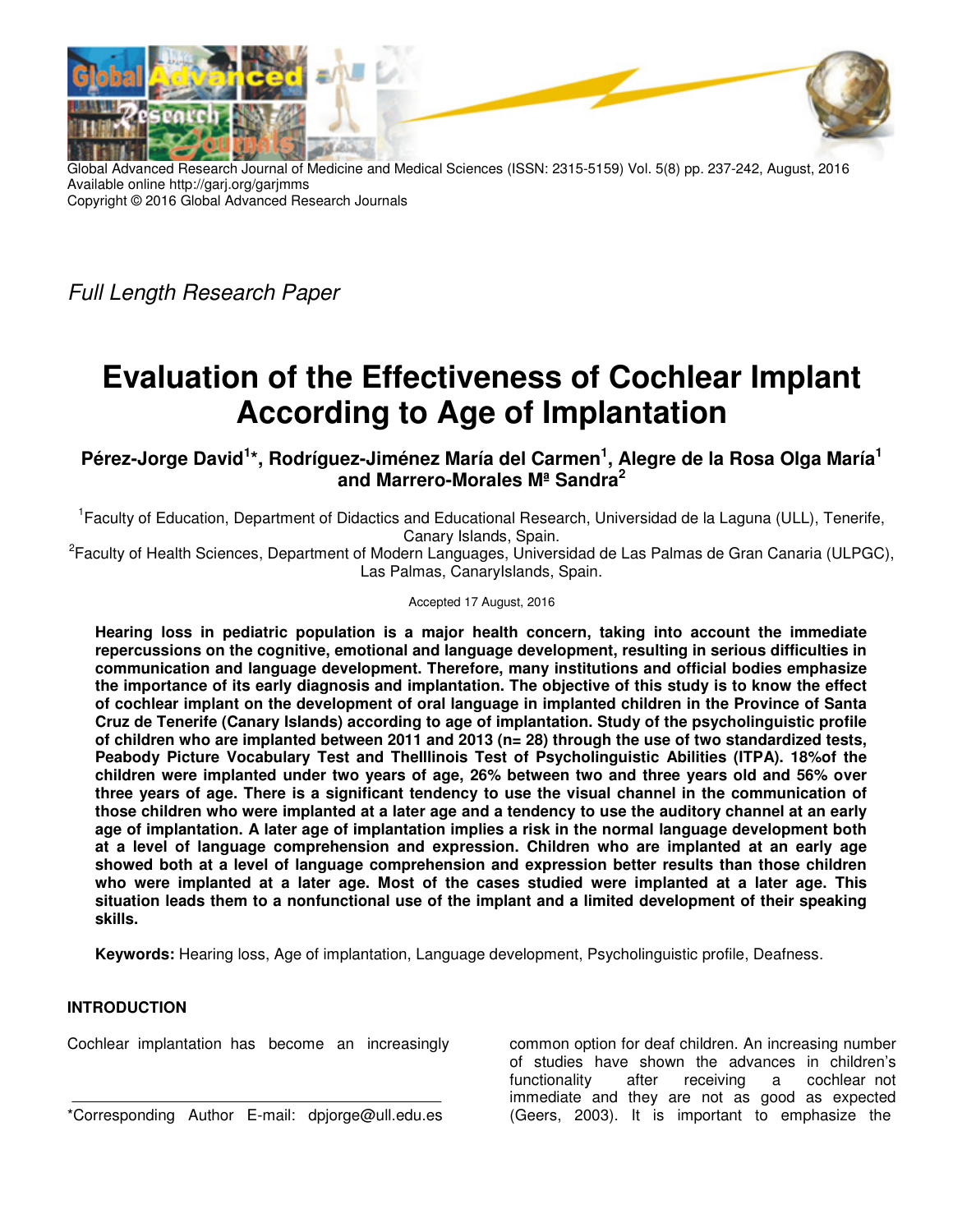*Full Length Research Paper*

# Evaluation of the Effectiveness of Cochlear Implant According to Age of Implantation

**Pérez-Jorge David[1]*, Rodríguez-Jiménez María del Carmen[1], Alegre de la Rosa Olga María[1] and Marrero-Morales Mª Sandra[2]**

[1]Faculty of Education, Department of Didactics and Educational Research, Universidad de la Laguna (ULL), Tenerife, Canary Islands, Spain.

[2]Faculty of Health Sciences, Department of Modern Languages, Universidad de Las Palmas de Gran Canaria (ULPGC), Las Palmas, CanaryIslands, Spain.

Accepted 17 August, 2016

**Hearing loss in pediatric population is a major health concern, taking into account the immediate repercussions on the cognitive, emotional and language development, resulting in serious difficulties in communication and language development. Therefore, many institutions and official bodies emphasize the importance of its early diagnosis and implantation. The objective of this study is to know the effect of cochlear implant on the development of oral language in implanted children in the Province of Santa Cruz de Tenerife (Canary Islands) according to age of implantation. Study of the psycholinguistic profile of children who are implanted between 2011 and 2013 (n= 28) through the use of two standardized tests, Peabody Picture Vocabulary Test and TheIllinois Test of Psycholinguistic Abilities (ITPA). 18%of the children were implanted under two years of age, 26% between two and three years old and 56% over three years of age. There is a significant tendency to use the visual channel in the communication of those children who were implanted at a later age and a tendency to use the auditory channel at an early age of implantation. A later age of implantation implies a risk in the normal language development both at a level of language comprehension and expression. Children who are implanted at an early age showed both at a level of language comprehension and expression better results than those children who were implanted at a later age. Most of the cases studied were implanted at a later age. This situation leads them to a nonfunctional use of the implant and a limited development of their speaking skills.**

**Keywords:** Hearing loss, Age of implantation, Language development, Psycholinguistic profile, Deafness.

## INTRODUCTION

Cochlear implantation has become an increasingly common option for deaf children. An increasing number of studies have shown the advances in children's functionality after receiving a cochlear not immediate and they are not as good as expected (Geers, 2003). It is important to emphasize the

*Corresponding Author E-mail: dpjorge@ull.edu.es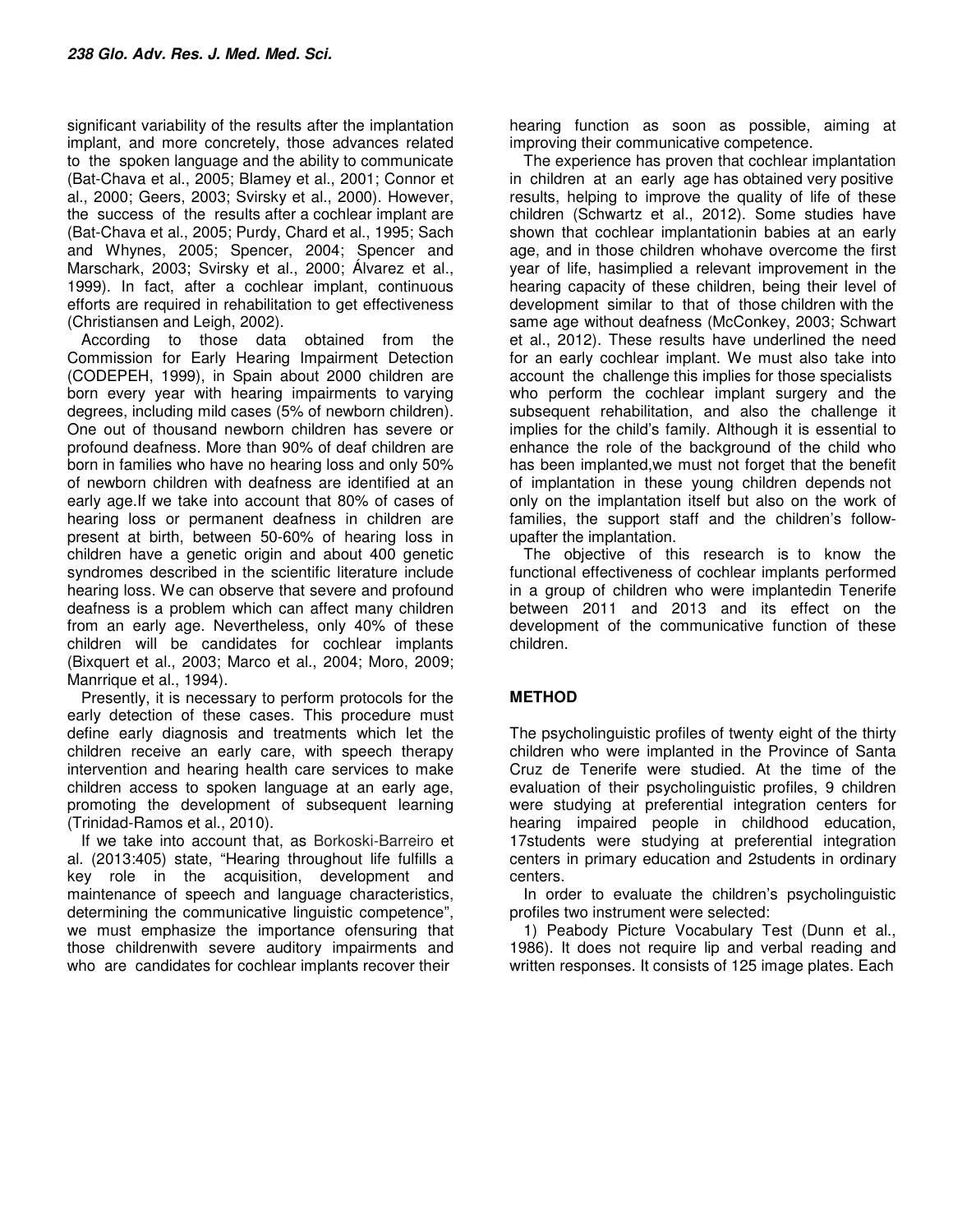significant variability of the results after the implantation implant, and more concretely, those advances related to the spoken language and the ability to communicate (Bat-Chava et al., 2005; Blamey et al., 2001; Connor et al., 2000; Geers, 2003; Svirsky et al., 2000). However, the success of the results after a cochlear implant are (Bat-Chava et al., 2005; Purdy, Chard et al., 1995; Sach and Whynes, 2005; Spencer, 2004; Spencer and Marschark, 2003; Svirsky et al., 2000; Álvarez et al., 1999). In fact, after a cochlear implant, continuous efforts are required in rehabilitation to get effectiveness (Christiansen and Leigh, 2002).

According to those data obtained from the Commission for Early Hearing Impairment Detection (CODEPEH, 1999), in Spain about 2000 children are born every year with hearing impairments to varying degrees, including mild cases (5% of newborn children). One out of thousand newborn children has severe or profound deafness. More than 90% of deaf children are born in families who have no hearing loss and only 50% of newborn children with deafness are identified at an early age.If we take into account that 80% of cases of hearing loss or permanent deafness in children are present at birth, between 50-60% of hearing loss in children have a genetic origin and about 400 genetic syndromes described in the scientific literature include hearing loss. We can observe that severe and profound deafness is a problem which can affect many children from an early age. Nevertheless, only 40% of these children will be candidates for cochlear implants (Bixquert et al., 2003; Marco et al., 2004; Moro, 2009; Manrrique et al., 1994).

Presently, it is necessary to perform protocols for the early detection of these cases. This procedure must define early diagnosis and treatments which let the children receive an early care, with speech therapy intervention and hearing health care services to make children access to spoken language at an early age, promoting the development of subsequent learning (Trinidad-Ramos et al., 2010).

If we take into account that, as Borkoski-Barreiro et al. (2013:405) state, "Hearing throughout life fulfills a key role in the acquisition, development and maintenance of speech and language characteristics, determining the communicative linguistic competence", we must emphasize the importance ofensuring that those childrenwith severe auditory impairments and who are candidates for cochlear implants recover their hearing function as soon as possible, aiming at improving their communicative competence.

The experience has proven that cochlear implantation in children at an early age has obtained very positive results, helping to improve the quality of life of these children (Schwartz et al., 2012). Some studies have shown that cochlear implantationin babies at an early age, and in those children whohave overcome the first year of life, hasimplied a relevant improvement in the hearing capacity of these children, being their level of development similar to that of those children with the same age without deafness (McConkey, 2003; Schwart et al., 2012). These results have underlined the need for an early cochlear implant. We must also take into account the challenge this implies for those specialists who perform the cochlear implant surgery and the subsequent rehabilitation, and also the challenge it implies for the child's family. Although it is essential to enhance the role of the background of the child who has been implanted,we must not forget that the benefit of implantation in these young children depends not only on the implantation itself but also on the work of families, the support staff and the children's follow-upafter the implantation.

The objective of this research is to know the functional effectiveness of cochlear implants performed in a group of children who were implantedin Tenerife between 2011 and 2013 and its effect on the development of the communicative function of these children.

## METHOD

The psycholinguistic profiles of twenty eight of the thirty children who were implanted in the Province of Santa Cruz de Tenerife were studied. At the time of the evaluation of their psycholinguistic profiles, 9 children were studying at preferential integration centers for hearing impaired people in childhood education, 17students were studying at preferential integration centers in primary education and 2students in ordinary centers.

In order to evaluate the children's psycholinguistic profiles two instrument were selected:

1) Peabody Picture Vocabulary Test (Dunn et al., 1986). It does not require lip and verbal reading and written responses. It consists of 125 image plates. Each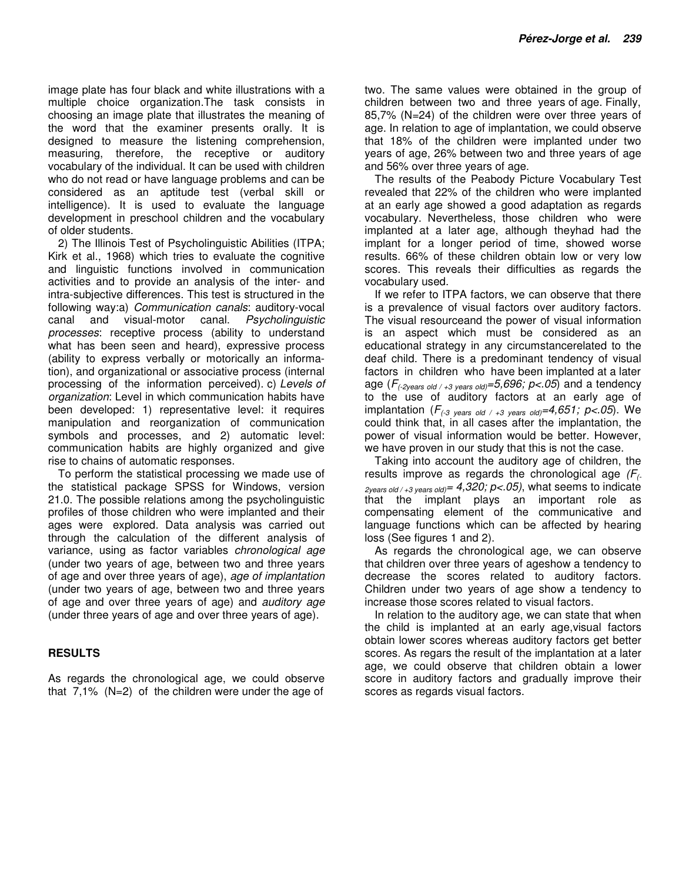image plate has four black and white illustrations with a multiple choice organization.The task consists in choosing an image plate that illustrates the meaning of the word that the examiner presents orally. It is designed to measure the listening comprehension, measuring, therefore, the receptive or auditory vocabulary of the individual. It can be used with children who do not read or have language problems and can be considered as an aptitude test (verbal skill or intelligence). It is used to evaluate the language development in preschool children and the vocabulary of older students.

2) The Illinois Test of Psycholinguistic Abilities (ITPA; Kirk et al., 1968) which tries to evaluate the cognitive and linguistic functions involved in communication activities and to provide an analysis of the inter- and intra-subjective differences. This test is structured in the following way:a) *Communication canals*: auditory-vocal canal and visual-motor canal. *Psycholinguistic processes*: receptive process (ability to understand what has been seen and heard), expressive process (ability to express verbally or motorically an information), and organizational or associative process (internal processing of the information perceived). c) *Levels of organization*: Level in which communication habits have been developed: 1) representative level: it requires manipulation and reorganization of communication symbols and processes, and 2) automatic level: communication habits are highly organized and give rise to chains of automatic responses.

To perform the statistical processing we made use of the statistical package SPSS for Windows, version 21.0. The possible relations among the psycholinguistic profiles of those children who were implanted and their ages were explored. Data analysis was carried out through the calculation of the different analysis of variance, using as factor variables *chronological age* (under two years of age, between two and three years of age and over three years of age), *age of implantation* (under two years of age, between two and three years of age and over three years of age) and *auditory age* (under three years of age and over three years of age).

## RESULTS

As regards the chronological age, we could observe that 7,1% (N=2) of the children were under the age of two. The same values were obtained in the group of children between two and three years of age. Finally, 85,7% (N=24) of the children were over three years of age. In relation to age of implantation, we could observe that 18% of the children were implanted under two years of age, 26% between two and three years of age and 56% over three years of age.

The results of the Peabody Picture Vocabulary Test revealed that 22% of the children who were implanted at an early age showed a good adaptation as regards vocabulary. Nevertheless, those children who were implanted at a later age, although theyhad had the implant for a longer period of time, showed worse results. 66% of these children obtain low or very low scores. This reveals their difficulties as regards the vocabulary used.

If we refer to ITPA factors, we can observe that there is a prevalence of visual factors over auditory factors. The visual resourceand the power of visual information is an aspect which must be considered as an educational strategy in any circumstancerelated to the deaf child. There is a predominant tendency of visual factors in children who have been implanted at a later age ($F_{(-2 \text{years old} / +3 \text{years old})}=5{,}696;\ p<.05$) and a tendency to the use of auditory factors at an early age of implantation ($F_{(-3 \text{years old} / +3 \text{years old})}=4{,}651;\ p<.05$). We could think that, in all cases after the implantation, the power of visual information would be better. However, we have proven in our study that this is not the case.

Taking into account the auditory age of children, the results improve as regards the chronological age ($F_{(-2 \text{years old} / +3 \text{years old})}= 4{,}320;\ p<.05$), what seems to indicate that the implant plays an important role as compensating element of the communicative and language functions which can be affected by hearing loss (See figures 1 and 2).

As regards the chronological age, we can observe that children over three years of ageshow a tendency to decrease the scores related to auditory factors. Children under two years of age show a tendency to increase those scores related to visual factors.

In relation to the auditory age, we can state that when the child is implanted at an early age,visual factors obtain lower scores whereas auditory factors get better scores. As regars the result of the implantation at a later age, we could observe that children obtain a lower score in auditory factors and gradually improve their scores as regards visual factors.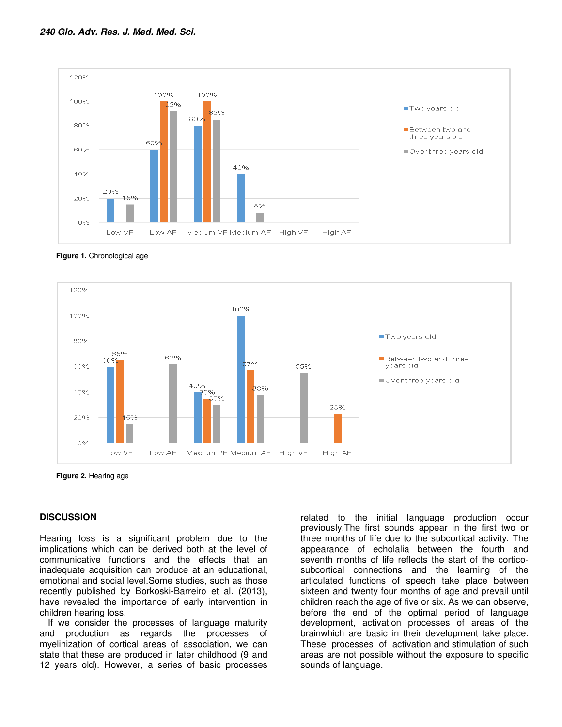**Figure 1.** Chronological age

**Figure 2.** Hearing age

## DISCUSSION

Hearing loss is a significant problem due to the implications which can be derived both at the level of communicative functions and the effects that an inadequate acquisition can produce at an educational, emotional and social level.Some studies, such as those recently published by Borkoski-Barreiro et al. (2013), have revealed the importance of early intervention in children hearing loss.

If we consider the processes of language maturity and production as regards the processes of myelinization of cortical areas of association, we can state that these are produced in later childhood (9 and 12 years old). However, a series of basic processes related to the initial language production occur previously.The first sounds appear in the first two or three months of life due to the subcortical activity. The appearance of echolalia between the fourth and seventh months of life reflects the start of the cortico-subcortical connections and the learning of the articulated functions of speech take place between sixteen and twenty four months of age and prevail until children reach the age of five or six. As we can observe, before the end of the optimal period of language development, activation processes of areas of the brainwhich are basic in their development take place. These processes of activation and stimulation of such areas are not possible without the exposure to specific sounds of language.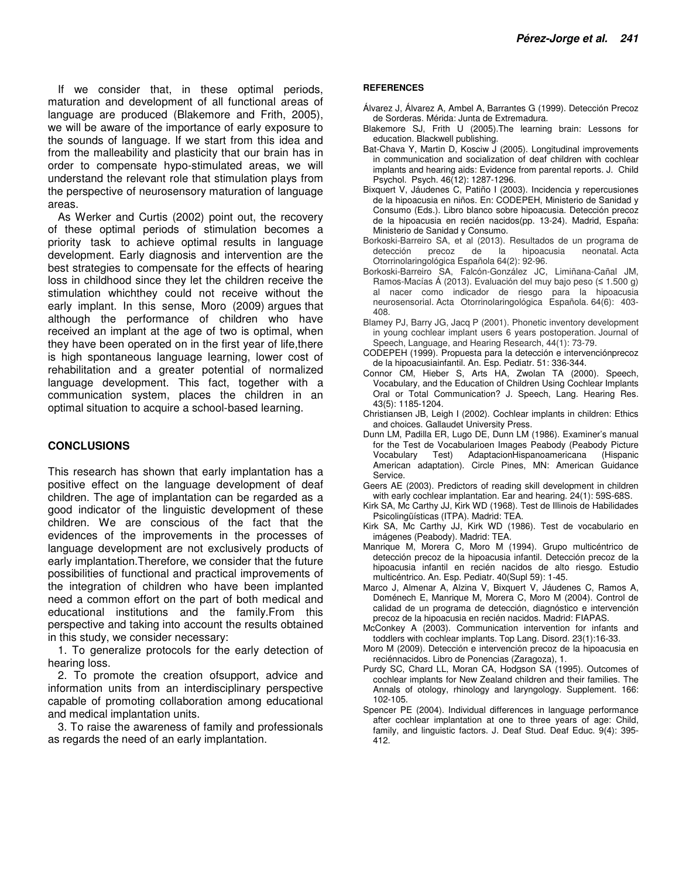If we consider that, in these optimal periods, maturation and development of all functional areas of language are produced (Blakemore and Frith, 2005), we will be aware of the importance of early exposure to the sounds of language. If we start from this idea and from the malleability and plasticity that our brain has in order to compensate hypo-stimulated areas, we will understand the relevant role that stimulation plays from the perspective of neurosensory maturation of language areas.

As Werker and Curtis (2002) point out, the recovery of these optimal periods of stimulation becomes a priority task to achieve optimal results in language development. Early diagnosis and intervention are the best strategies to compensate for the effects of hearing loss in childhood since they let the children receive the stimulation whichthey could not receive without the early implant. In this sense, Moro (2009) argues that although the performance of children who have received an implant at the age of two is optimal, when they have been operated on in the first year of life,there is high spontaneous language learning, lower cost of rehabilitation and a greater potential of normalized language development. This fact, together with a communication system, places the children in an optimal situation to acquire a school-based learning.

## CONCLUSIONS

This research has shown that early implantation has a positive effect on the language development of deaf children. The age of implantation can be regarded as a good indicator of the linguistic development of these children. We are conscious of the fact that the evidences of the improvements in the processes of language development are not exclusively products of early implantation.Therefore, we consider that the future possibilities of functional and practical improvements of the integration of children who have been implanted need a common effort on the part of both medical and educational institutions and the family.From this perspective and taking into account the results obtained in this study, we consider necessary:

1. To generalize protocols for the early detection of hearing loss.
2. To promote the creation ofsupport, advice and information units from an interdisciplinary perspective capable of promoting collaboration among educational and medical implantation units.
3. To raise the awareness of family and professionals as regards the need of an early implantation.

### REFERENCES

Álvarez J, Álvarez A, Ambel A, Barrantes G (1999). Detección Precoz de Sorderas. Mérida: Junta de Extremadura.

Blakemore SJ, Frith U (2005).The learning brain: Lessons for education. Blackwell publishing.

Bat-Chava Y, Martin D, Kosciw J (2005). Longitudinal improvements in communication and socialization of deaf children with cochlear implants and hearing aids: Evidence from parental reports. J. Child Psychol. Psych. 46(12): 1287-1296.

Bixquert V, Jáudenes C, Patiño I (2003). Incidencia y repercusiones de la hipoacusia en niños. En: CODEPEH, Ministerio de Sanidad y Consumo (Eds.). Libro blanco sobre hipoacusia. Detección precoz de la hipoacusia en recién nacidos(pp. 13-24). Madrid, España: Ministerio de Sanidad y Consumo.

Borkoski-Barreiro SA, et al (2013). Resultados de un programa de detección precoz de la hipoacusia neonatal. Acta Otorrinolaringológica Española 64(2): 92-96.

Borkoski-Barreiro SA, Falcón-González JC, Limiñana-Cañal JM, Ramos-Macías Á (2013). Evaluación del muy bajo peso (≤ 1.500 g) al nacer como indicador de riesgo para la hipoacusia neurosensorial. Acta Otorrinolaringológica Española. 64(6): 403-408.

Blamey PJ, Barry JG, Jacq P (2001). Phonetic inventory development in young cochlear implant users 6 years postoperation. Journal of Speech, Language, and Hearing Research, 44(1): 73-79.

CODEPEH (1999). Propuesta para la detección e intervenciónprecoz de la hipoacusiainfantil. An. Esp. Pediatr. 51: 336-344.

Connor CM, Hieber S, Arts HA, Zwolan TA (2000). Speech, Vocabulary, and the Education of Children Using Cochlear Implants Oral or Total Communication? J. Speech, Lang. Hearing Res. 43(5): 1185-1204.

Christiansen JB, Leigh I (2002). Cochlear implants in children: Ethics and choices. Gallaudet University Press.

Dunn LM, Padilla ER, Lugo DE, Dunn LM (1986). Examiner's manual for the Test de Vocabularioen Images Peabody (Peabody Picture Vocabulary Test) AdaptacionHispanoamericana (Hispanic American adaptation). Circle Pines, MN: American Guidance Service.

Geers AE (2003). Predictors of reading skill development in children with early cochlear implantation. Ear and hearing. 24(1): 59S-68S.

Kirk SA, Mc Carthy JJ, Kirk WD (1968). Test de Illinois de Habilidades Psicolingüísticas (ITPA). Madrid: TEA.

Kirk SA, Mc Carthy JJ, Kirk WD (1986). Test de vocabulario en imágenes (Peabody). Madrid: TEA.

Manrique M, Morera C, Moro M (1994). Grupo multicéntrico de detección precoz de la hipoacusia infantil. Detección precoz de la hipoacusia infantil en recién nacidos de alto riesgo. Estudio multicéntrico. An. Esp. Pediatr. 40(Supl 59): 1-45.

Marco J, Almenar A, Alzina V, Bixquert V, Jáudenes C, Ramos A, Doménech E, Manrique M, Morera C, Moro M (2004). Control de calidad de un programa de detección, diagnóstico e intervención precoz de la hipoacusia en recién nacidos. Madrid: FIAPAS.

McConkey A (2003). Communication intervention for infants and toddlers with cochlear implants. Top Lang. Disord. 23(1):16-33.

Moro M (2009). Detección e intervención precoz de la hipoacusia en reciénnacidos. Libro de Ponencias (Zaragoza), 1.

Purdy SC, Chard LL, Moran CA, Hodgson SA (1995). Outcomes of cochlear implants for New Zealand children and their families. The Annals of otology, rhinology and laryngology. Supplement. 166: 102-105.

Spencer PE (2004). Individual differences in language performance after cochlear implantation at one to three years of age: Child, family, and linguistic factors. J. Deaf Stud. Deaf Educ. 9(4): 395-412.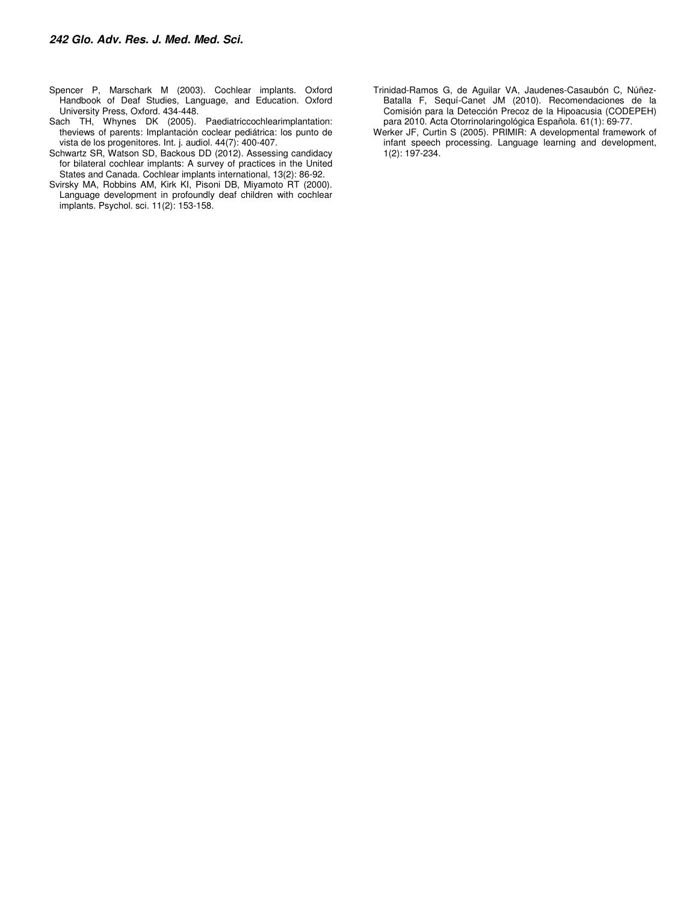Spencer P, Marschark M (2003). Cochlear implants. Oxford Handbook of Deaf Studies, Language, and Education. Oxford University Press, Oxford. 434-448.

Sach TH, Whynes DK (2005). Paediatriccochlearimplantation: theviews of parents: Implantación coclear pediátrica: los punto de vista de los progenitores. Int. j. audiol. 44(7): 400-407.

Schwartz SR, Watson SD, Backous DD (2012). Assessing candidacy for bilateral cochlear implants: A survey of practices in the United States and Canada. Cochlear implants international, 13(2): 86-92.

Svirsky MA, Robbins AM, Kirk KI, Pisoni DB, Miyamoto RT (2000). Language development in profoundly deaf children with cochlear implants. Psychol. sci. 11(2): 153-158.

Trinidad-Ramos G, de Aguilar VA, Jaudenes-Casaubón C, Núñez-Batalla F, Sequí-Canet JM (2010). Recomendaciones de la Comisión para la Detección Precoz de la Hipoacusia (CODEPEH) para 2010. Acta Otorrinolaringológica Española. 61(1): 69-77.

Werker JF, Curtin S (2005). PRIMIR: A developmental framework of infant speech processing. Language learning and development, 1(2): 197-234.